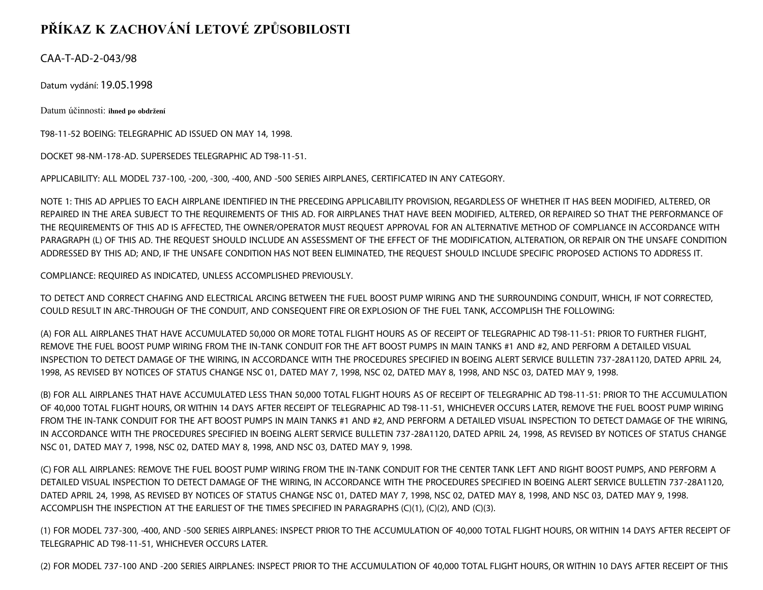# PŘÍKAZ K ZACHOVÁNÍ LETOVÉ ZPŮSOBILOSTI

CAA-T-AD-2-043/98

Datum vydání: 19.05.1998

Datum účinnosti: **ihned po obdržení**

T98-11-52 BOEING: TELEGRAPHIC AD ISSUED ON MAY 14, 1998.

DOCKET 98-NM-178-AD. SUPERSEDES TELEGRAPHIC AD T98-11-51.

APPLICABILITY: ALL MODEL 737-100, -200, -300, -400, AND -500 SERIES AIRPLANES, CERTIFICATED IN ANY CATEGORY.

NOTE 1: THIS AD APPLIES TO EACH AIRPLANE IDENTIFIED IN THE PRECEDING APPLICABILITY PROVISION, REGARDLESS OF WHETHER IT HAS BEEN MODIFIED, ALTERED, OR REPAIRED IN THE AREA SUBJECT TO THE REQUIREMENTS OF THIS AD. FOR AIRPLANES THAT HAVE BEEN MODIFIED, ALTERED, OR REPAIRED SO THAT THE PERFORMANCE OF THE REQUIREMENTS OF THIS AD IS AFFECTED, THE OWNER/OPERATOR MUST REQUEST APPROVAL FOR AN ALTERNATIVE METHOD OF COMPLIANCE IN ACCORDANCE WITH PARAGRAPH (L) OF THIS AD. THE REQUEST SHOULD INCLUDE AN ASSESSMENT OF THE EFFECT OF THE MODIFICATION, ALTERATION, OR REPAIR ON THE UNSAFE CONDITION ADDRESSED BY THIS AD; AND, IF THE UNSAFE CONDITION HAS NOT BEEN ELIMINATED, THE REQUEST SHOULD INCLUDE SPECIFIC PROPOSED ACTIONS TO ADDRESS IT.

COMPLIANCE: REQUIRED AS INDICATED, UNLESS ACCOMPLISHED PREVIOUSLY.

TO DETECT AND CORRECT CHAFING AND ELECTRICAL ARCING BETWEEN THE FUEL BOOST PUMP WIRING AND THE SURROUNDING CONDUIT, WHICH, IF NOT CORRECTED, COULD RESULT IN ARC-THROUGH OF THE CONDUIT, AND CONSEQUENT FIRE OR EXPLOSION OF THE FUEL TANK, ACCOMPLISH THE FOLLOWING:

(A) FOR ALL AIRPLANES THAT HAVE ACCUMULATED 50,000 OR MORE TOTAL FLIGHT HOURS AS OF RECEIPT OF TELEGRAPHIC AD T98-11-51: PRIOR TO FURTHER FLIGHT, REMOVE THE FUEL BOOST PUMP WIRING FROM THE IN-TANK CONDUIT FOR THE AFT BOOST PUMPS IN MAIN TANKS #1 AND #2, AND PERFORM A DETAILED VISUAL INSPECTION TO DETECT DAMAGE OF THE WIRING, IN ACCORDANCE WITH THE PROCEDURES SPECIFIED IN BOEING ALERT SERVICE BULLETIN 737-28A1120, DATED APRIL 24, 1998, AS REVISED BY NOTICES OF STATUS CHANGE NSC 01, DATED MAY 7, 1998, NSC 02, DATED MAY 8, 1998, AND NSC 03, DATED MAY 9, 1998.

(B) FOR ALL AIRPLANES THAT HAVE ACCUMULATED LESS THAN 50,000 TOTAL FLIGHT HOURS AS OF RECEIPT OF TELEGRAPHIC AD T98-11-51: PRIOR TO THE ACCUMULATION OF 40,000 TOTAL FLIGHT HOURS, OR WITHIN 14 DAYS AFTER RECEIPT OF TELEGRAPHIC AD T98-11-51, WHICHEVER OCCURS LATER, REMOVE THE FUEL BOOST PUMP WIRING FROM THE IN-TANK CONDUIT FOR THE AFT BOOST PUMPS IN MAIN TANKS #1 AND #2, AND PERFORM A DETAILED VISUAL INSPECTION TO DETECT DAMAGE OF THE WIRING, IN ACCORDANCE WITH THE PROCEDURES SPECIFIED IN BOEING ALERT SERVICE BULLETIN 737-28A1120, DATED APRIL 24, 1998, AS REVISED BY NOTICES OF STATUS CHANGE NSC 01, DATED MAY 7, 1998, NSC 02, DATED MAY 8, 1998, AND NSC 03, DATED MAY 9, 1998.

(C) FOR ALL AIRPLANES: REMOVE THE FUEL BOOST PUMP WIRING FROM THE IN-TANK CONDUIT FOR THE CENTER TANK LEFT AND RIGHT BOOST PUMPS, AND PERFORM A DETAILED VISUAL INSPECTION TO DETECT DAMAGE OF THE WIRING, IN ACCORDANCE WITH THE PROCEDURES SPECIFIED IN BOEING ALERT SERVICE BULLETIN 737-28A1120, DATED APRIL 24, 1998, AS REVISED BY NOTICES OF STATUS CHANGE NSC 01, DATED MAY 7, 1998, NSC 02, DATED MAY 8, 1998, AND NSC 03, DATED MAY 9, 1998. ACCOMPLISH THE INSPECTION AT THE EARLIEST OF THE TIMES SPECIFIED IN PARAGRAPHS (C)(1), (C)(2), AND (C)(3).

(1) FOR MODEL 737-300, -400, AND -500 SERIES AIRPLANES: INSPECT PRIOR TO THE ACCUMULATION OF 40,000 TOTAL FLIGHT HOURS, OR WITHIN 14 DAYS AFTER RECEIPT OF TELEGRAPHIC AD T98-11-51, WHICHEVER OCCURS LATER.

(2) FOR MODEL 737-100 AND -200 SERIES AIRPLANES: INSPECT PRIOR TO THE ACCUMULATION OF 40,000 TOTAL FLIGHT HOURS, OR WITHIN 10 DAYS AFTER RECEIPT OF THIS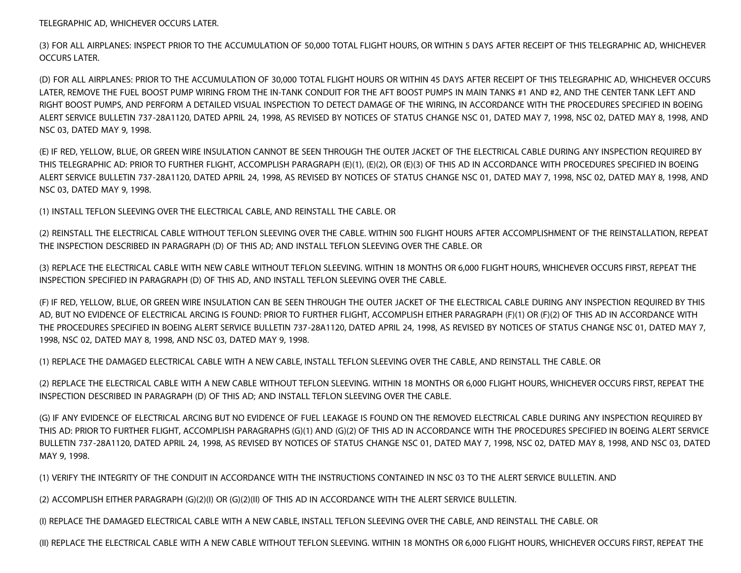TELEGRAPHIC AD, WHICHEVER OCCURS LATER.

(3) FOR ALL AIRPLANES: INSPECT PRIOR TO THE ACCUMULATION OF 50,000 TOTAL FLIGHT HOURS, OR WITHIN 5 DAYS AFTER RECEIPT OF THIS TELEGRAPHIC AD, WHICHEVER OCCURS LATER.

(D) FOR ALL AIRPLANES: PRIOR TO THE ACCUMULATION OF 30,000 TOTAL FLIGHT HOURS OR WITHIN 45 DAYS AFTER RECEIPT OF THIS TELEGRAPHIC AD, WHICHEVER OCCURS LATER, REMOVE THE FUEL BOOST PUMP WIRING FROM THE IN-TANK CONDUIT FOR THE AFT BOOST PUMPS IN MAIN TANKS #1 AND #2, AND THE CENTER TANK LEFT AND RIGHT BOOST PUMPS, AND PERFORM A DETAILED VISUAL INSPECTION TO DETECT DAMAGE OF THE WIRING, IN ACCORDANCE WITH THE PROCEDURES SPECIFIED IN BOEING ALERT SERVICE BULLETIN 737-28A1120, DATED APRIL 24, 1998, AS REVISED BY NOTICES OF STATUS CHANGE NSC 01, DATED MAY 7, 1998, NSC 02, DATED MAY 8, 1998, AND NSC 03, DATED MAY 9, 1998.

(E) IF RED, YELLOW, BLUE, OR GREEN WIRE INSULATION CANNOT BE SEEN THROUGH THE OUTER JACKET OF THE ELECTRICAL CABLE DURING ANY INSPECTION REQUIRED BY THIS TELEGRAPHIC AD: PRIOR TO FURTHER FLIGHT, ACCOMPLISH PARAGRAPH (E)(1), (E)(2), OR (E)(3) OF THIS AD IN ACCORDANCE WITH PROCEDURES SPECIFIED IN BOEING ALERT SERVICE BULLETIN 737-28A1120, DATED APRIL 24, 1998, AS REVISED BY NOTICES OF STATUS CHANGE NSC 01, DATED MAY 7, 1998, NSC 02, DATED MAY 8, 1998, AND NSC 03, DATED MAY 9, 1998.

(1) INSTALL TEFLON SLEEVING OVER THE ELECTRICAL CABLE, AND REINSTALL THE CABLE. OR

(2) REINSTALL THE ELECTRICAL CABLE WITHOUT TEFLON SLEEVING OVER THE CABLE. WITHIN 500 FLIGHT HOURS AFTER ACCOMPLISHMENT OF THE REINSTALLATION, REPEAT THE INSPECTION DESCRIBED IN PARAGRAPH (D) OF THIS AD; AND INSTALL TEFLON SLEEVING OVER THE CABLE. OR

(3) REPLACE THE ELECTRICAL CABLE WITH NEW CABLE WITHOUT TEFLON SLEEVING. WITHIN 18 MONTHS OR 6,000 FLIGHT HOURS, WHICHEVER OCCURS FIRST, REPEAT THE INSPECTION SPECIFIED IN PARAGRAPH (D) OF THIS AD, AND INSTALL TEFLON SLEEVING OVER THE CABLE.

(F) IF RED, YELLOW, BLUE, OR GREEN WIRE INSULATION CAN BE SEEN THROUGH THE OUTER JACKET OF THE ELECTRICAL CABLE DURING ANY INSPECTION REQUIRED BY THIS AD, BUT NO EVIDENCE OF ELECTRICAL ARCING IS FOUND: PRIOR TO FURTHER FLIGHT, ACCOMPLISH EITHER PARAGRAPH (F)(1) OR (F)(2) OF THIS AD IN ACCORDANCE WITH THE PROCEDURES SPECIFIED IN BOEING ALERT SERVICE BULLETIN 737-28A1120, DATED APRIL 24, 1998, AS REVISED BY NOTICES OF STATUS CHANGE NSC 01, DATED MAY 7, 1998, NSC 02, DATED MAY 8, 1998, AND NSC 03, DATED MAY 9, 1998.

(1) REPLACE THE DAMAGED ELECTRICAL CABLE WITH A NEW CABLE, INSTALL TEFLON SLEEVING OVER THE CABLE, AND REINSTALL THE CABLE. OR

(2) REPLACE THE ELECTRICAL CABLE WITH A NEW CABLE WITHOUT TEFLON SLEEVING. WITHIN 18 MONTHS OR 6,000 FLIGHT HOURS, WHICHEVER OCCURS FIRST, REPEAT THE INSPECTION DESCRIBED IN PARAGRAPH (D) OF THIS AD; AND INSTALL TEFLON SLEEVING OVER THE CABLE.

(G) IF ANY EVIDENCE OF ELECTRICAL ARCING BUT NO EVIDENCE OF FUEL LEAKAGE IS FOUND ON THE REMOVED ELECTRICAL CABLE DURING ANY INSPECTION REQUIRED BY THIS AD: PRIOR TO FURTHER FLIGHT, ACCOMPLISH PARAGRAPHS (G)(1) AND (G)(2) OF THIS AD IN ACCORDANCE WITH THE PROCEDURES SPECIFIED IN BOEING ALERT SERVICE BULLETIN 737-28A1120, DATED APRIL 24, 1998, AS REVISED BY NOTICES OF STATUS CHANGE NSC 01, DATED MAY 7, 1998, NSC 02, DATED MAY 8, 1998, AND NSC 03, DATED MAY 9, 1998.

(1) VERIFY THE INTEGRITY OF THE CONDUIT IN ACCORDANCE WITH THE INSTRUCTIONS CONTAINED IN NSC 03 TO THE ALERT SERVICE BULLETIN. AND

(2) ACCOMPLISH EITHER PARAGRAPH (G)(2)(I) OR (G)(2)(II) OF THIS AD IN ACCORDANCE WITH THE ALERT SERVICE BULLETIN.

(I) REPLACE THE DAMAGED ELECTRICAL CABLE WITH A NEW CABLE, INSTALL TEFLON SLEEVING OVER THE CABLE, AND REINSTALL THE CABLE. OR

(II) REPLACE THE ELECTRICAL CABLE WITH A NEW CABLE WITHOUT TEFLON SLEEVING. WITHIN 18 MONTHS OR 6,000 FLIGHT HOURS, WHICHEVER OCCURS FIRST, REPEAT THE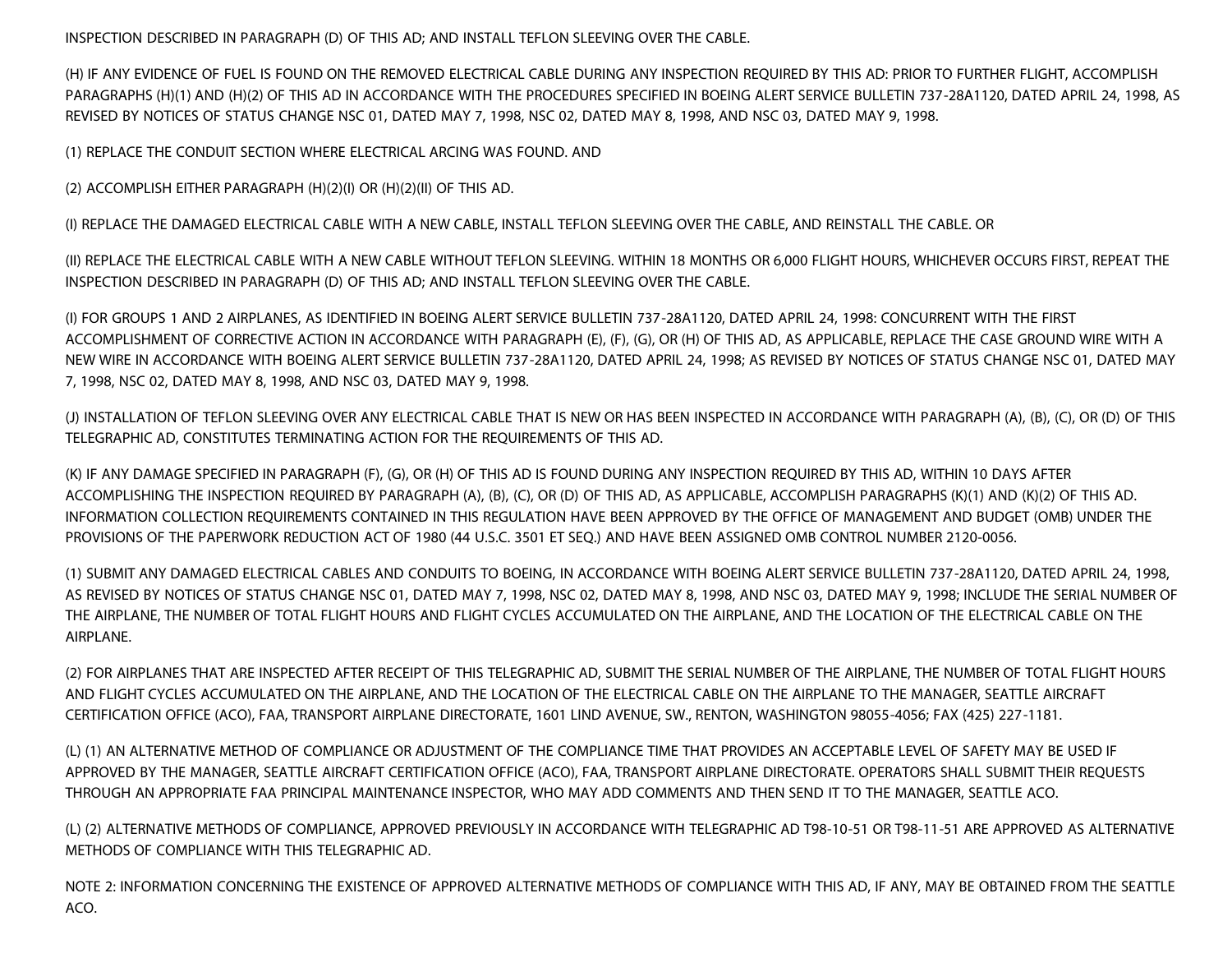INSPECTION DESCRIBED IN PARAGRAPH (D) OF THIS AD; AND INSTALL TEFLON SLEEVING OVER THE CABLE.

(H) IF ANY EVIDENCE OF FUEL IS FOUND ON THE REMOVED ELECTRICAL CABLE DURING ANY INSPECTION REQUIRED BY THIS AD: PRIOR TO FURTHER FLIGHT, ACCOMPLISH PARAGRAPHS (H)(1) AND (H)(2) OF THIS AD IN ACCORDANCE WITH THE PROCEDURES SPECIFIED IN BOEING ALERT SERVICE BULLETIN 737-28A1120, DATED APRIL 24, 1998, AS REVISED BY NOTICES OF STATUS CHANGE NSC 01, DATED MAY 7, 1998, NSC 02, DATED MAY 8, 1998, AND NSC 03, DATED MAY 9, 1998.

(1) REPLACE THE CONDUIT SECTION WHERE ELECTRICAL ARCING WAS FOUND. AND

(2) ACCOMPLISH EITHER PARAGRAPH (H)(2)(I) OR (H)(2)(II) OF THIS AD.

(I) REPLACE THE DAMAGED ELECTRICAL CABLE WITH A NEW CABLE, INSTALL TEFLON SLEEVING OVER THE CABLE, AND REINSTALL THE CABLE. OR

(II) REPLACE THE ELECTRICAL CABLE WITH A NEW CABLE WITHOUT TEFLON SLEEVING. WITHIN 18 MONTHS OR 6,000 FLIGHT HOURS, WHICHEVER OCCURS FIRST, REPEAT THE INSPECTION DESCRIBED IN PARAGRAPH (D) OF THIS AD; AND INSTALL TEFLON SLEEVING OVER THE CABLE.

(I) FOR GROUPS 1 AND 2 AIRPLANES, AS IDENTIFIED IN BOEING ALERT SERVICE BULLETIN 737-28A1120, DATED APRIL 24, 1998: CONCURRENT WITH THE FIRST ACCOMPLISHMENT OF CORRECTIVE ACTION IN ACCORDANCE WITH PARAGRAPH (E), (F), (G), OR (H) OF THIS AD, AS APPLICABLE, REPLACE THE CASE GROUND WIRE WITH A NEW WIRE IN ACCORDANCE WITH BOEING ALERT SERVICE BULLETIN 737-28A1120, DATED APRIL 24, 1998; AS REVISED BY NOTICES OF STATUS CHANGE NSC 01, DATED MAY 7, 1998, NSC 02, DATED MAY 8, 1998, AND NSC 03, DATED MAY 9, 1998.

(J) INSTALLATION OF TEFLON SLEEVING OVER ANY ELECTRICAL CABLE THAT IS NEW OR HAS BEEN INSPECTED IN ACCORDANCE WITH PARAGRAPH (A), (B), (C), OR (D) OF THIS TELEGRAPHIC AD, CONSTITUTES TERMINATING ACTION FOR THE REQUIREMENTS OF THIS AD.

(K) IF ANY DAMAGE SPECIFIED IN PARAGRAPH (F), (G), OR (H) OF THIS AD IS FOUND DURING ANY INSPECTION REQUIRED BY THIS AD, WITHIN 10 DAYS AFTER ACCOMPLISHING THE INSPECTION REQUIRED BY PARAGRAPH (A), (B), (C), OR (D) OF THIS AD, AS APPLICABLE, ACCOMPLISH PARAGRAPHS (K)(1) AND (K)(2) OF THIS AD. INFORMATION COLLECTION REQUIREMENTS CONTAINED IN THIS REGULATION HAVE BEEN APPROVED BY THE OFFICE OF MANAGEMENT AND BUDGET (OMB) UNDER THE PROVISIONS OF THE PAPERWORK REDUCTION ACT OF 1980 (44 U.S.C. 3501 ET SEQ.) AND HAVE BEEN ASSIGNED OMB CONTROL NUMBER 2120-0056.

(1) SUBMIT ANY DAMAGED ELECTRICAL CABLES AND CONDUITS TO BOEING, IN ACCORDANCE WITH BOEING ALERT SERVICE BULLETIN 737-28A1120, DATED APRIL 24, 1998, AS REVISED BY NOTICES OF STATUS CHANGE NSC 01, DATED MAY 7, 1998, NSC 02, DATED MAY 8, 1998, AND NSC 03, DATED MAY 9, 1998; INCLUDE THE SERIAL NUMBER OF THE AIRPLANE, THE NUMBER OF TOTAL FLIGHT HOURS AND FLIGHT CYCLES ACCUMULATED ON THE AIRPLANE, AND THE LOCATION OF THE ELECTRICAL CABLE ON THE AIRPLANE.

(2) FOR AIRPLANES THAT ARE INSPECTED AFTER RECEIPT OF THIS TELEGRAPHIC AD, SUBMIT THE SERIAL NUMBER OF THE AIRPLANE, THE NUMBER OF TOTAL FLIGHT HOURS AND FLIGHT CYCLES ACCUMULATED ON THE AIRPLANE, AND THE LOCATION OF THE ELECTRICAL CABLE ON THE AIRPLANE TO THE MANAGER, SEATTLE AIRCRAFT CERTIFICATION OFFICE (ACO), FAA, TRANSPORT AIRPLANE DIRECTORATE, 1601 LIND AVENUE, SW., RENTON, WASHINGTON 98055-4056; FAX (425) 227-1181.

(L) (1) AN ALTERNATIVE METHOD OF COMPLIANCE OR ADJUSTMENT OF THE COMPLIANCE TIME THAT PROVIDES AN ACCEPTABLE LEVEL OF SAFETY MAY BE USED IF APPROVED BY THE MANAGER, SEATTLE AIRCRAFT CERTIFICATION OFFICE (ACO), FAA, TRANSPORT AIRPLANE DIRECTORATE. OPERATORS SHALL SUBMIT THEIR REQUESTS THROUGH AN APPROPRIATE FAA PRINCIPAL MAINTENANCE INSPECTOR, WHO MAY ADD COMMENTS AND THEN SEND IT TO THE MANAGER, SEATTLE ACO.

(L) (2) ALTERNATIVE METHODS OF COMPLIANCE, APPROVED PREVIOUSLY IN ACCORDANCE WITH TELEGRAPHIC AD T98-10-51 OR T98-11-51 ARE APPROVED AS ALTERNATIVE METHODS OF COMPLIANCE WITH THIS TELEGRAPHIC AD.

NOTE 2: INFORMATION CONCERNING THE EXISTENCE OF APPROVED ALTERNATIVE METHODS OF COMPLIANCE WITH THIS AD, IF ANY, MAY BE OBTAINED FROM THE SEATTLE ACO.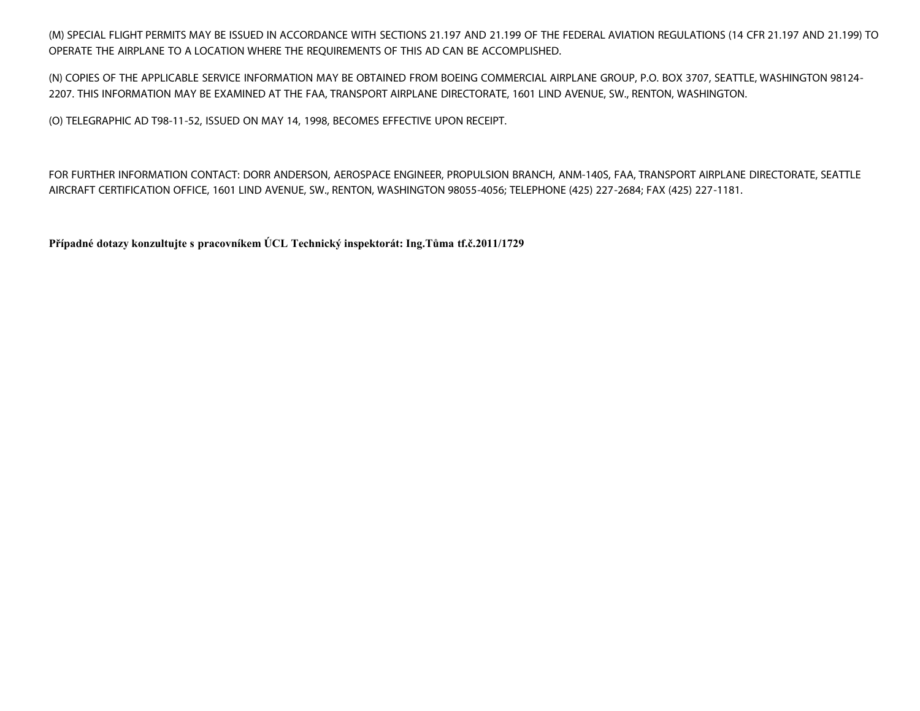(M) SPECIAL FLIGHT PERMITS MAY BE ISSUED IN ACCORDANCE WITH SECTIONS 21.197 AND 21.199 OF THE FEDERAL AVIATION REGULATIONS (14 CFR 21.197 AND 21.199) TO OPERATE THE AIRPLANE TO A LOCATION WHERE THE REQUIREMENTS OF THIS AD CAN BE ACCOMPLISHED.

(N) COPIES OF THE APPLICABLE SERVICE INFORMATION MAY BE OBTAINED FROM BOEING COMMERCIAL AIRPLANE GROUP, P.O. BOX 3707, SEATTLE, WASHINGTON 98124-2207. THIS INFORMATION MAY BE EXAMINED AT THE FAA, TRANSPORT AIRPLANE DIRECTORATE, 1601 LIND AVENUE, SW., RENTON, WASHINGTON.

(O) TELEGRAPHIC AD T98-11-52, ISSUED ON MAY 14, 1998, BECOMES EFFECTIVE UPON RECEIPT.

FOR FURTHER INFORMATION CONTACT: DORR ANDERSON, AEROSPACE ENGINEER, PROPULSION BRANCH, ANM-140S, FAA, TRANSPORT AIRPLANE DIRECTORATE, SEATTLE AIRCRAFT CERTIFICATION OFFICE, 1601 LIND AVENUE, SW., RENTON, WASHINGTON 98055-4056; TELEPHONE (425) 227-2684; FAX (425) 227-1181.

**Případné dotazy konzultujte s pracovníkem ÚCL Technický inspektorát: Ing.Tůma tf.č.2011/1729**